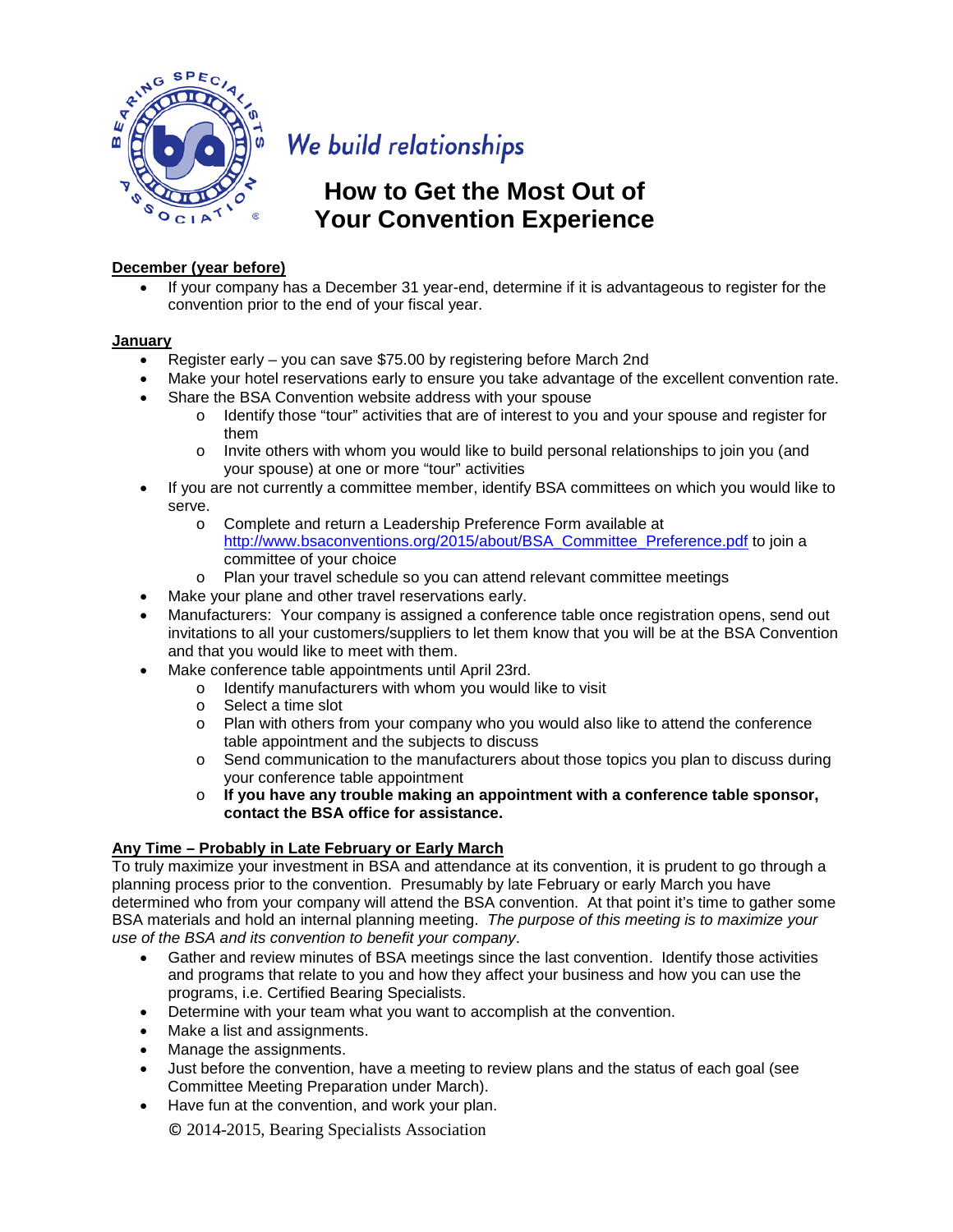We build relationships

# How to Get the Most Out of Your Convention Experience

**December (year before)**

- If your company has a December 31 year-end, determine if it is advantageous to register for the convention prior to the end of your fiscal year.

**January**

- Register early – you can save $75.00 by registering before March 2nd
- Make your hotel reservations early to ensure you take advantage of the excellent convention rate.
- Share the BSA Convention website address with your spouse
  - Identify those "tour" activities that are of interest to you and your spouse and register for them
  - Invite others with whom you would like to build personal relationships to join you (and your spouse) at one or more "tour" activities
- If you are not currently a committee member, identify BSA committees on which you would like to serve.
  - Complete and return a Leadership Preference Form available at http://www.bsaconventions.org/2015/about/BSA_Committee_Preference.pdf to join a committee of your choice
  - Plan your travel schedule so you can attend relevant committee meetings
- Make your plane and other travel reservations early.
- Manufacturers: Your company is assigned a conference table once registration opens, send out invitations to all your customers/suppliers to let them know that you will be at the BSA Convention and that you would like to meet with them.
- Make conference table appointments until April 23rd.
  - Identify manufacturers with whom you would like to visit
  - Select a time slot
  - Plan with others from your company who you would also like to attend the conference table appointment and the subjects to discuss
  - Send communication to the manufacturers about those topics you plan to discuss during your conference table appointment
  - **If you have any trouble making an appointment with a conference table sponsor, contact the BSA office for assistance.**

**Any Time – Probably in Late February or Early March**

To truly maximize your investment in BSA and attendance at its convention, it is prudent to go through a planning process prior to the convention. Presumably by late February or early March you have determined who from your company will attend the BSA convention. At that point it's time to gather some BSA materials and hold an internal planning meeting. *The purpose of this meeting is to maximize your use of the BSA and its convention to benefit your company*.

- Gather and review minutes of BSA meetings since the last convention. Identify those activities and programs that relate to you and how they affect your business and how you can use the programs, i.e. Certified Bearing Specialists.
- Determine with your team what you want to accomplish at the convention.
- Make a list and assignments.
- Manage the assignments.
- Just before the convention, have a meeting to review plans and the status of each goal (see Committee Meeting Preparation under March).
- Have fun at the convention, and work your plan.

© 2014-2015, Bearing Specialists Association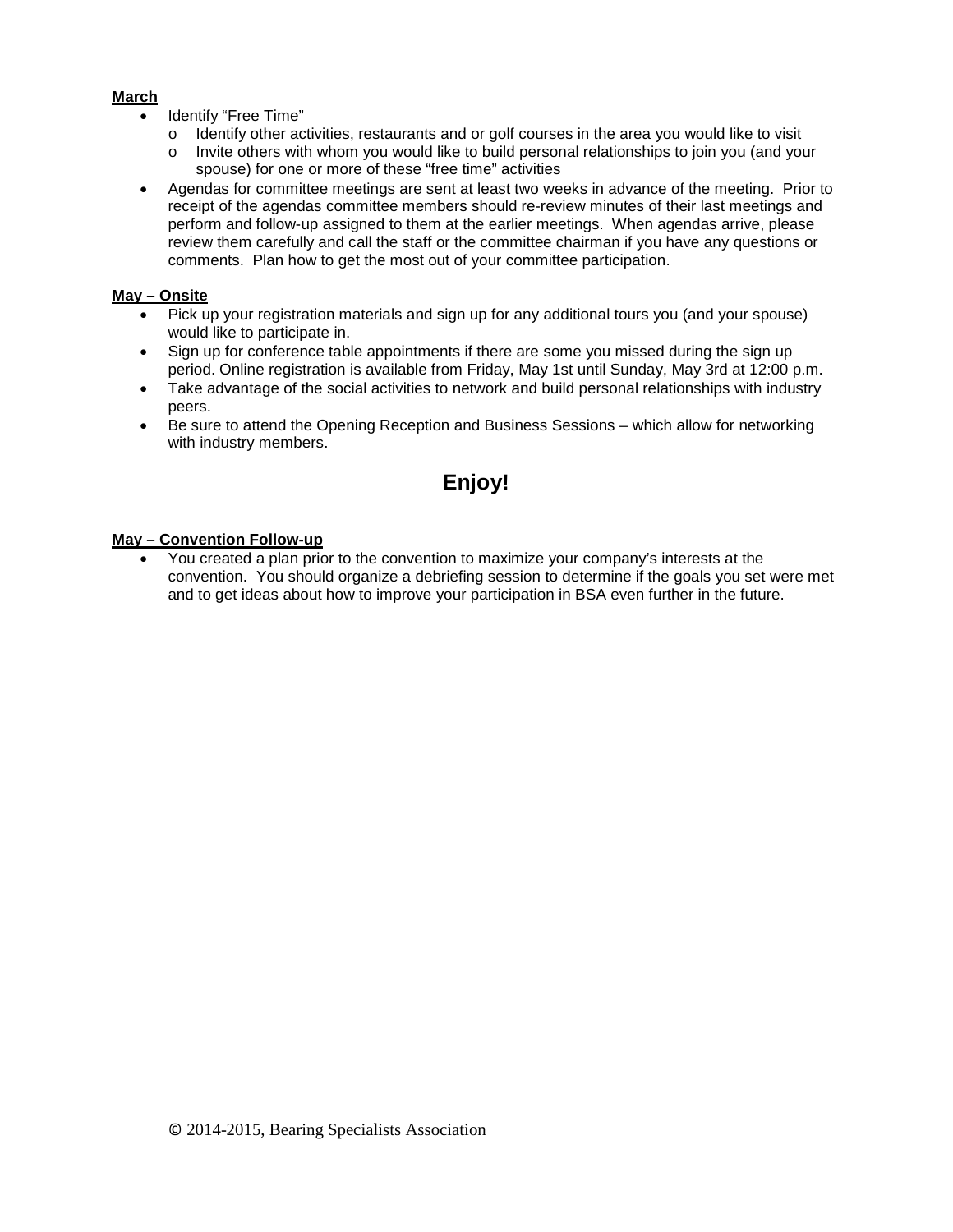**March**

- Identify "Free Time"
  - Identify other activities, restaurants and or golf courses in the area you would like to visit
  - Invite others with whom you would like to build personal relationships to join you (and your spouse) for one or more of these "free time" activities
- Agendas for committee meetings are sent at least two weeks in advance of the meeting. Prior to receipt of the agendas committee members should re-review minutes of their last meetings and perform and follow-up assigned to them at the earlier meetings. When agendas arrive, please review them carefully and call the staff or the committee chairman if you have any questions or comments. Plan how to get the most out of your committee participation.

**May – Onsite**

- Pick up your registration materials and sign up for any additional tours you (and your spouse) would like to participate in.
- Sign up for conference table appointments if there are some you missed during the sign up period. Online registration is available from Friday, May 1st until Sunday, May 3rd at 12:00 p.m.
- Take advantage of the social activities to network and build personal relationships with industry peers.
- Be sure to attend the Opening Reception and Business Sessions – which allow for networking with industry members.

## Enjoy!

**May – Convention Follow-up**

- You created a plan prior to the convention to maximize your company's interests at the convention. You should organize a debriefing session to determine if the goals you set were met and to get ideas about how to improve your participation in BSA even further in the future.

© 2014-2015, Bearing Specialists Association